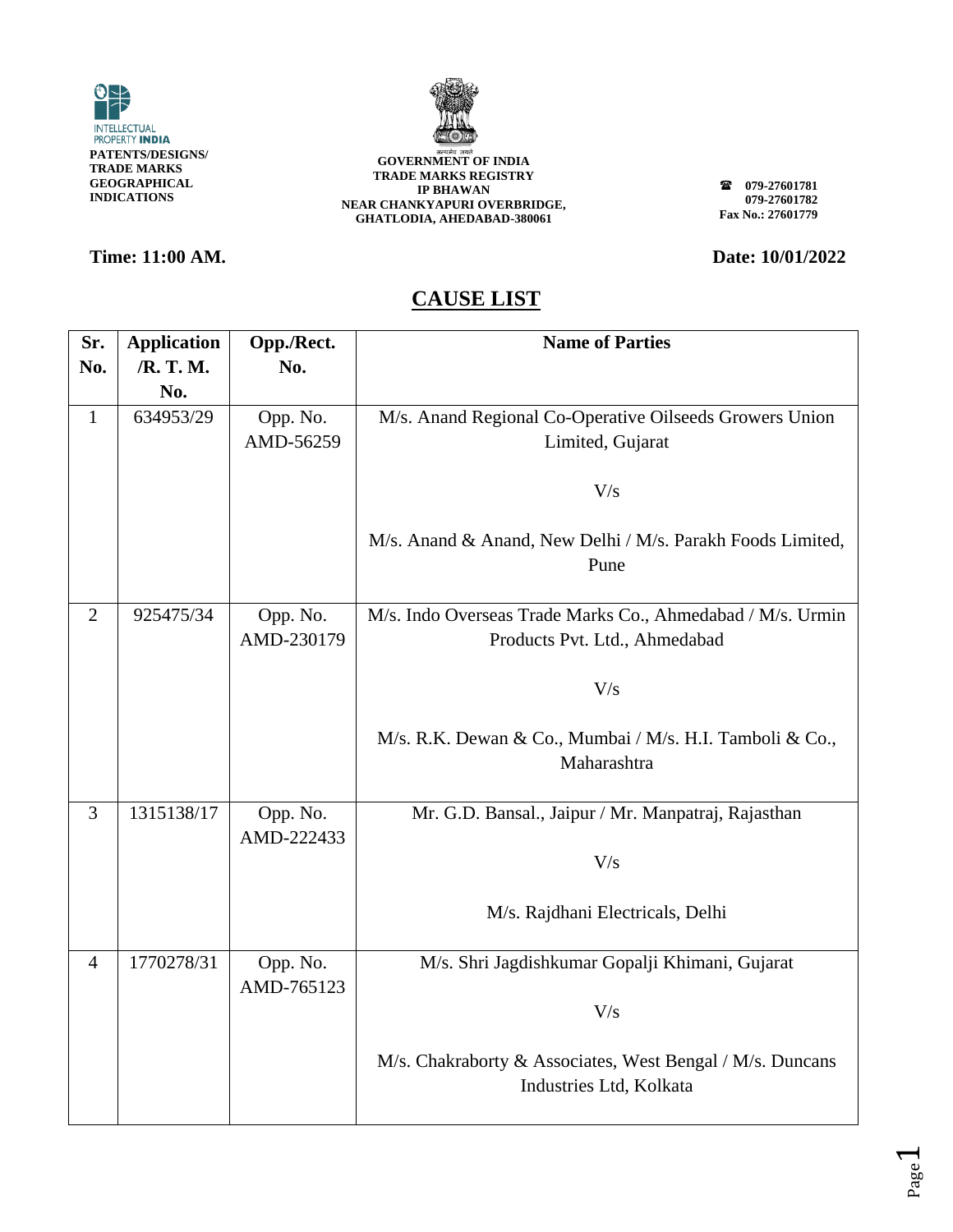INTELLECTUAL PROPERTY **INDIA**

**PATENTS/DESIGNS/ TRADE MARKS GEOGRAPHICAL INDICATIONS**

**GOVERNMENT OF INDIA**
**TRADE MARKS REGISTRY**
**IP BHAWAN**
**NEAR CHANKYAPURI OVERBRIDGE,**
**GHATLODIA, AHEDABAD-380061**

**079-27601781**
**079-27601782**
**Fax No.: 27601779**

**Time: 11:00 AM.** **Date: 10/01/2022**

## CAUSE LIST

| Sr. No. | Application /R. T. M. No. | Opp./Rect. No. | Name of Parties |
|---|---|---|---|
| 1 | 634953/29 | Opp. No. AMD-56259 | M/s. Anand Regional Co-Operative Oilseeds Growers Union Limited, Gujarat<br><br>V/s<br><br>M/s. Anand & Anand, New Delhi / M/s. Parakh Foods Limited, Pune |
| 2 | 925475/34 | Opp. No. AMD-230179 | M/s. Indo Overseas Trade Marks Co., Ahmedabad / M/s. Urmin Products Pvt. Ltd., Ahmedabad<br><br>V/s<br><br>M/s. R.K. Dewan & Co., Mumbai / M/s. H.I. Tamboli & Co., Maharashtra |
| 3 | 1315138/17 | Opp. No. AMD-222433 | Mr. G.D. Bansal., Jaipur / Mr. Manpatraj, Rajasthan<br><br>V/s<br><br>M/s. Rajdhani Electricals, Delhi |
| 4 | 1770278/31 | Opp. No. AMD-765123 | M/s. Shri Jagdishkumar Gopalji Khimani, Gujarat<br><br>V/s<br><br>M/s. Chakraborty & Associates, West Bengal / M/s. Duncans Industries Ltd, Kolkata |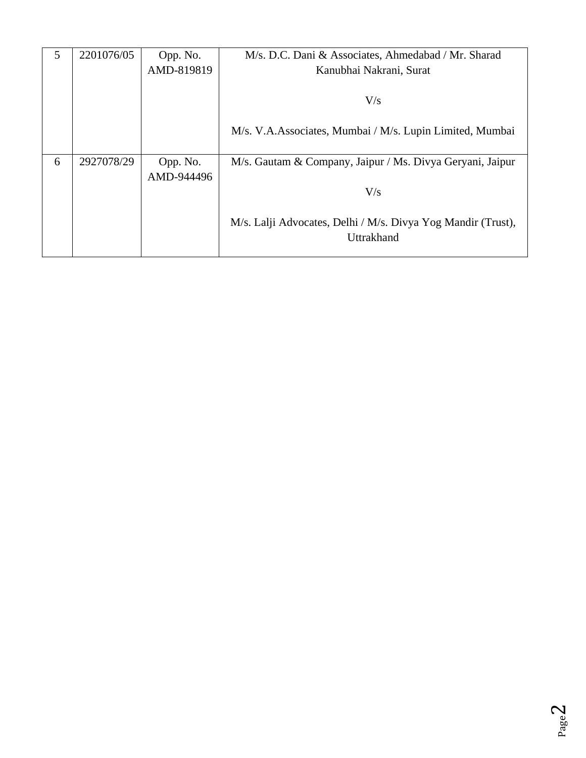| 5 | 2201076/05 | Opp. No. AMD-819819 | M/s. D.C. Dani & Associates, Ahmedabad / Mr. Sharad Kanubhai Nakrani, Surat<br><br>V/s<br><br>M/s. V.A.Associates, Mumbai / M/s. Lupin Limited, Mumbai |
|---|---|---|---|
| 6 | 2927078/29 | Opp. No. AMD-944496 | M/s. Gautam & Company, Jaipur / Ms. Divya Geryani, Jaipur<br><br>V/s<br><br>M/s. Lalji Advocates, Delhi / M/s. Divya Yog Mandir (Trust), Uttrakhand |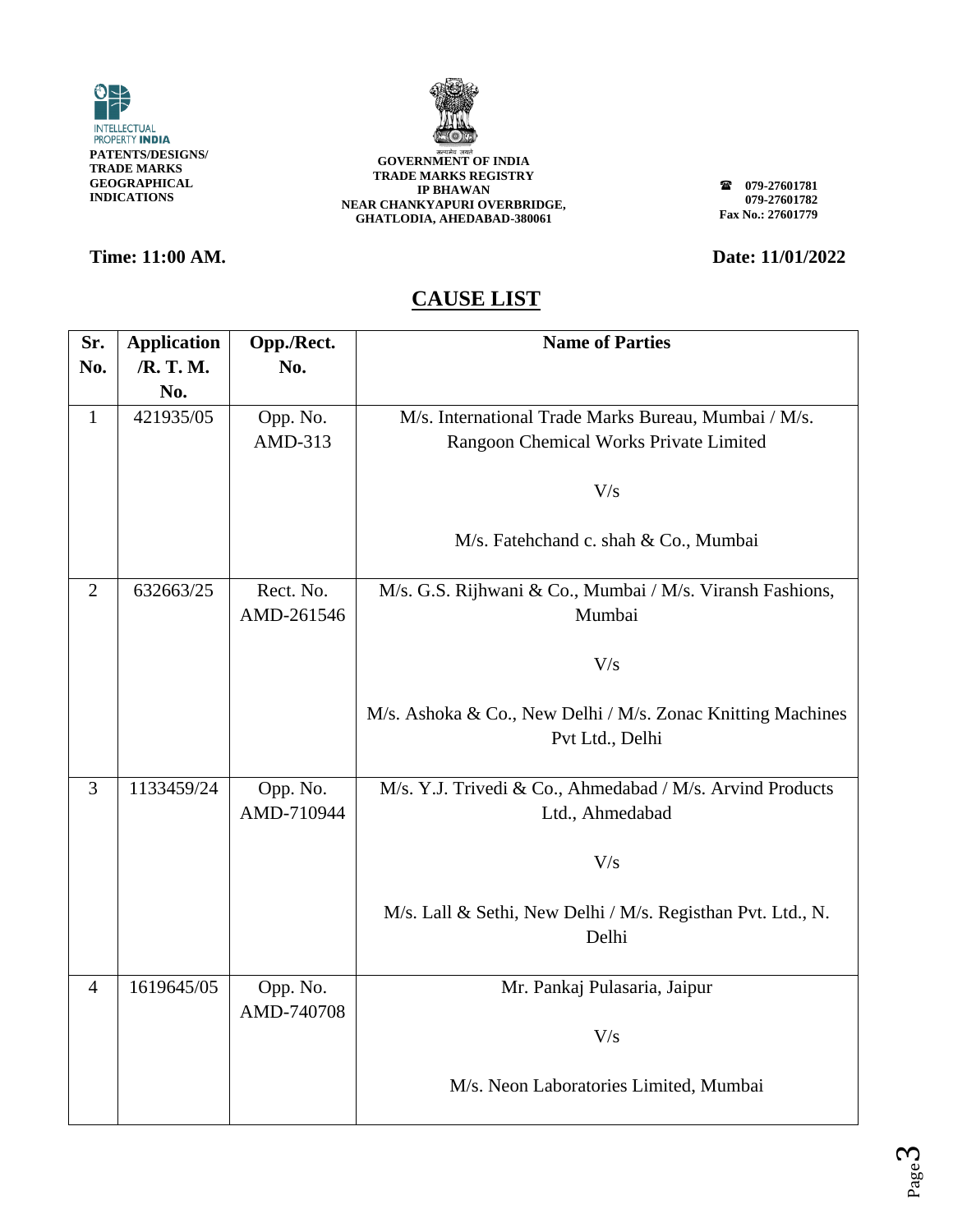INTELLECTUAL PROPERTY INDIA

**PATENTS/DESIGNS/ TRADE MARKS GEOGRAPHICAL INDICATIONS**

**GOVERNMENT OF INDIA**
**TRADE MARKS REGISTRY**
**IP BHAWAN**
**NEAR CHANKYAPURI OVERBRIDGE,**
**GHATLODIA, AHEDABAD-380061**

**079-27601781**
**079-27601782**
**Fax No.: 27601779**

**Time: 11:00 AM.**

**Date: 11/01/2022**

## CAUSE LIST

| Sr. No. | Application /R. T. M. No. | Opp./Rect. No. | Name of Parties |
|---|---|---|---|
| 1 | 421935/05 | Opp. No. AMD-313 | M/s. International Trade Marks Bureau, Mumbai / M/s. Rangoon Chemical Works Private Limited<br><br>V/s<br><br>M/s. Fatehchand c. shah & Co., Mumbai |
| 2 | 632663/25 | Rect. No. AMD-261546 | M/s. G.S. Rijhwani & Co., Mumbai / M/s. Viransh Fashions, Mumbai<br><br>V/s<br><br>M/s. Ashoka & Co., New Delhi / M/s. Zonac Knitting Machines Pvt Ltd., Delhi |
| 3 | 1133459/24 | Opp. No. AMD-710944 | M/s. Y.J. Trivedi & Co., Ahmedabad / M/s. Arvind Products Ltd., Ahmedabad<br><br>V/s<br><br>M/s. Lall & Sethi, New Delhi / M/s. Registhan Pvt. Ltd., N. Delhi |
| 4 | 1619645/05 | Opp. No. AMD-740708 | Mr. Pankaj Pulasaria, Jaipur<br><br>V/s<br><br>M/s. Neon Laboratories Limited, Mumbai |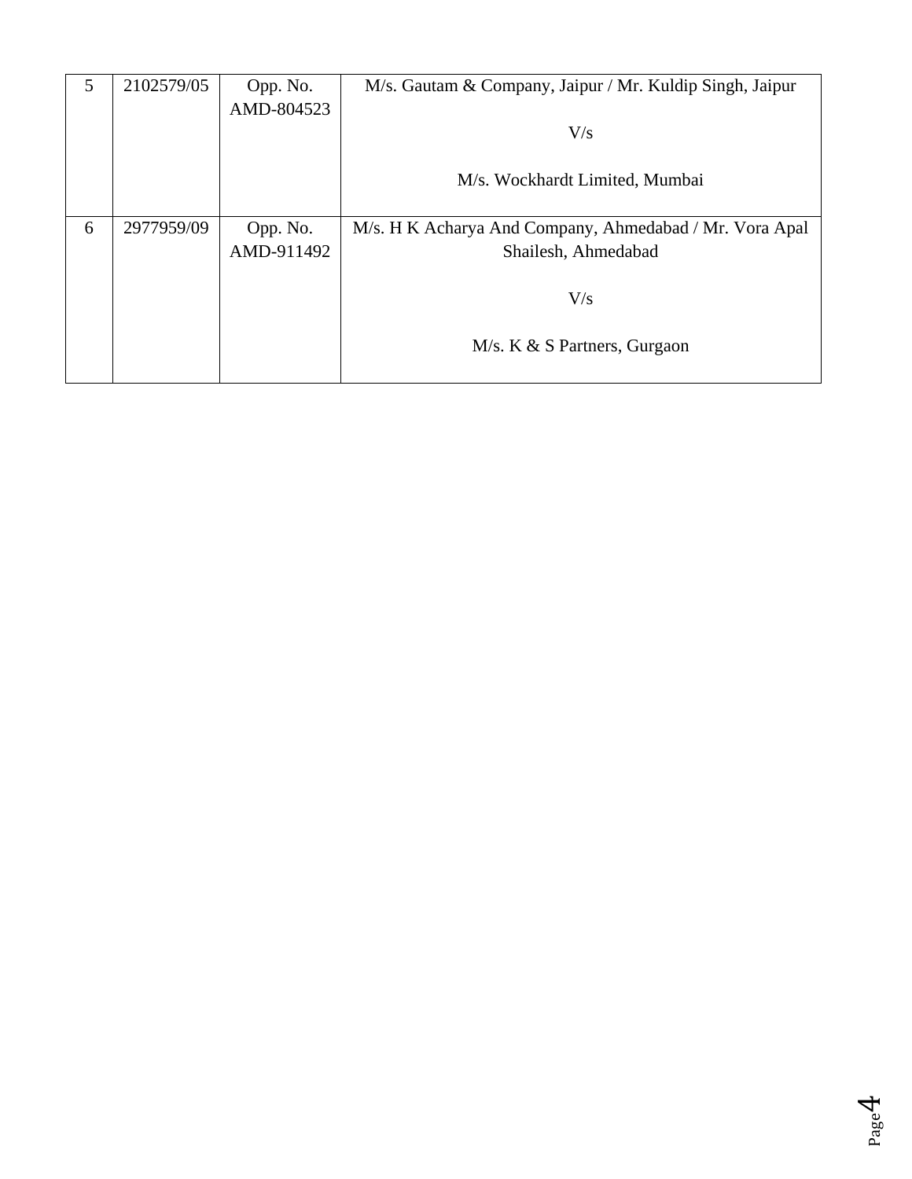| 5 | 2102579/05 | Opp. No. AMD-804523 | M/s. Gautam & Company, Jaipur / Mr. Kuldip Singh, Jaipur<br><br>V/s<br><br>M/s. Wockhardt Limited, Mumbai |
|---|---|---|---|
| 6 | 2977959/09 | Opp. No. AMD-911492 | M/s. H K Acharya And Company, Ahmedabad / Mr. Vora Apal Shailesh, Ahmedabad<br><br>V/s<br><br>M/s. K & S Partners, Gurgaon |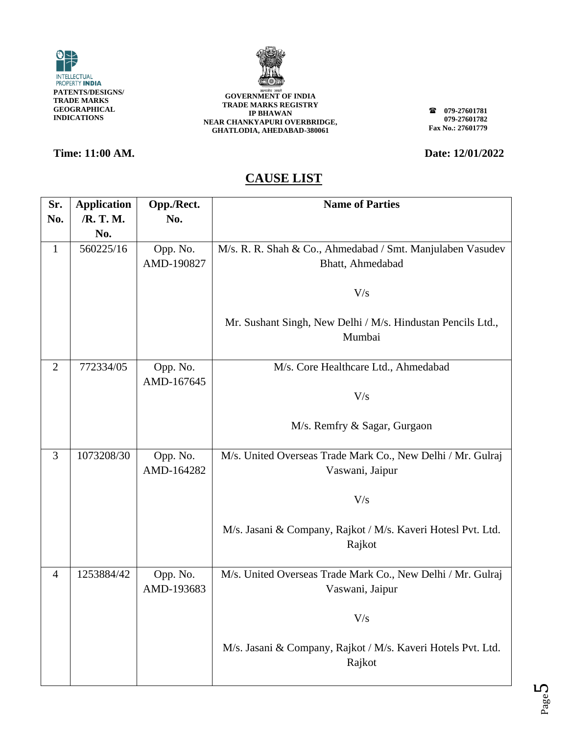INTELLECTUAL PROPERTY INDIA
**PATENTS/DESIGNS/ TRADE MARKS GEOGRAPHICAL INDICATIONS**

**GOVERNMENT OF INDIA**
**TRADE MARKS REGISTRY**
**IP BHAWAN**
**NEAR CHANKYAPURI OVERBRIDGE,**
**GHATLODIA, AHEDABAD-380061**

**☎ 079-27601781**
**079-27601782**
**Fax No.: 27601779**

**Time: 11:00 AM.** **Date: 12/01/2022**

## CAUSE LIST

| Sr. No. | Application /R. T. M. No. | Opp./Rect. No. | Name of Parties |
|---|---|---|---|
| 1 | 560225/16 | Opp. No. AMD-190827 | M/s. R. R. Shah & Co., Ahmedabad / Smt. Manjulaben Vasudev Bhatt, Ahmedabad<br><br>V/s<br><br>Mr. Sushant Singh, New Delhi / M/s. Hindustan Pencils Ltd., Mumbai |
| 2 | 772334/05 | Opp. No. AMD-167645 | M/s. Core Healthcare Ltd., Ahmedabad<br><br>V/s<br><br>M/s. Remfry & Sagar, Gurgaon |
| 3 | 1073208/30 | Opp. No. AMD-164282 | M/s. United Overseas Trade Mark Co., New Delhi / Mr. Gulraj Vaswani, Jaipur<br><br>V/s<br><br>M/s. Jasani & Company, Rajkot / M/s. Kaveri Hotesl Pvt. Ltd. Rajkot |
| 4 | 1253884/42 | Opp. No. AMD-193683 | M/s. United Overseas Trade Mark Co., New Delhi / Mr. Gulraj Vaswani, Jaipur<br><br>V/s<br><br>M/s. Jasani & Company, Rajkot / M/s. Kaveri Hotels Pvt. Ltd. Rajkot |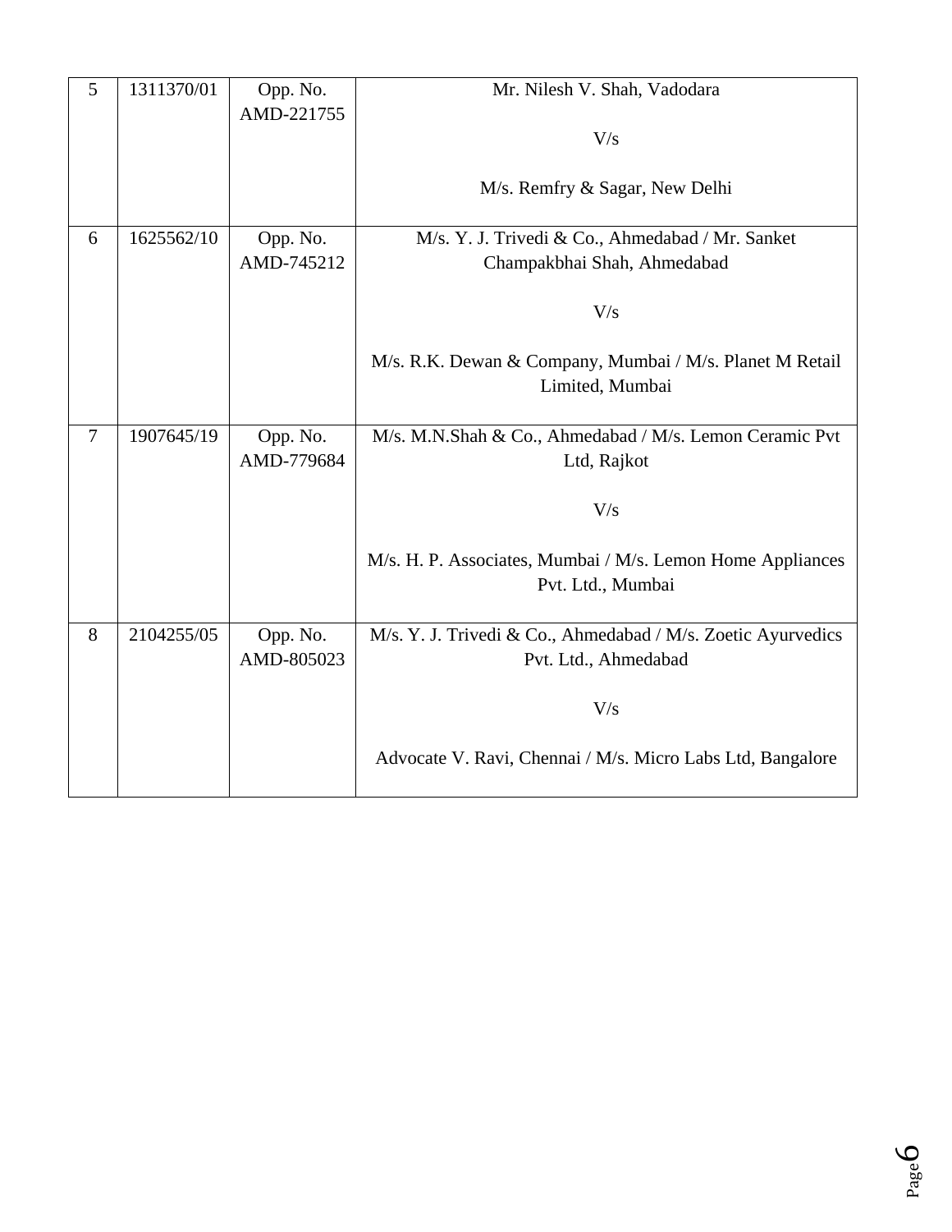| | | | |
|---|---|---|---|
| 5 | 1311370/01 | Opp. No. AMD-221755 | Mr. Nilesh V. Shah, Vadodara<br><br>V/s<br><br>M/s. Remfry & Sagar, New Delhi |
| 6 | 1625562/10 | Opp. No. AMD-745212 | M/s. Y. J. Trivedi & Co., Ahmedabad / Mr. Sanket Champakbhai Shah, Ahmedabad<br><br>V/s<br><br>M/s. R.K. Dewan & Company, Mumbai / M/s. Planet M Retail Limited, Mumbai |
| 7 | 1907645/19 | Opp. No. AMD-779684 | M/s. M.N.Shah & Co., Ahmedabad / M/s. Lemon Ceramic Pvt Ltd, Rajkot<br><br>V/s<br><br>M/s. H. P. Associates, Mumbai / M/s. Lemon Home Appliances Pvt. Ltd., Mumbai |
| 8 | 2104255/05 | Opp. No. AMD-805023 | M/s. Y. J. Trivedi & Co., Ahmedabad / M/s. Zoetic Ayurvedics Pvt. Ltd., Ahmedabad<br><br>V/s<br><br>Advocate V. Ravi, Chennai / M/s. Micro Labs Ltd, Bangalore |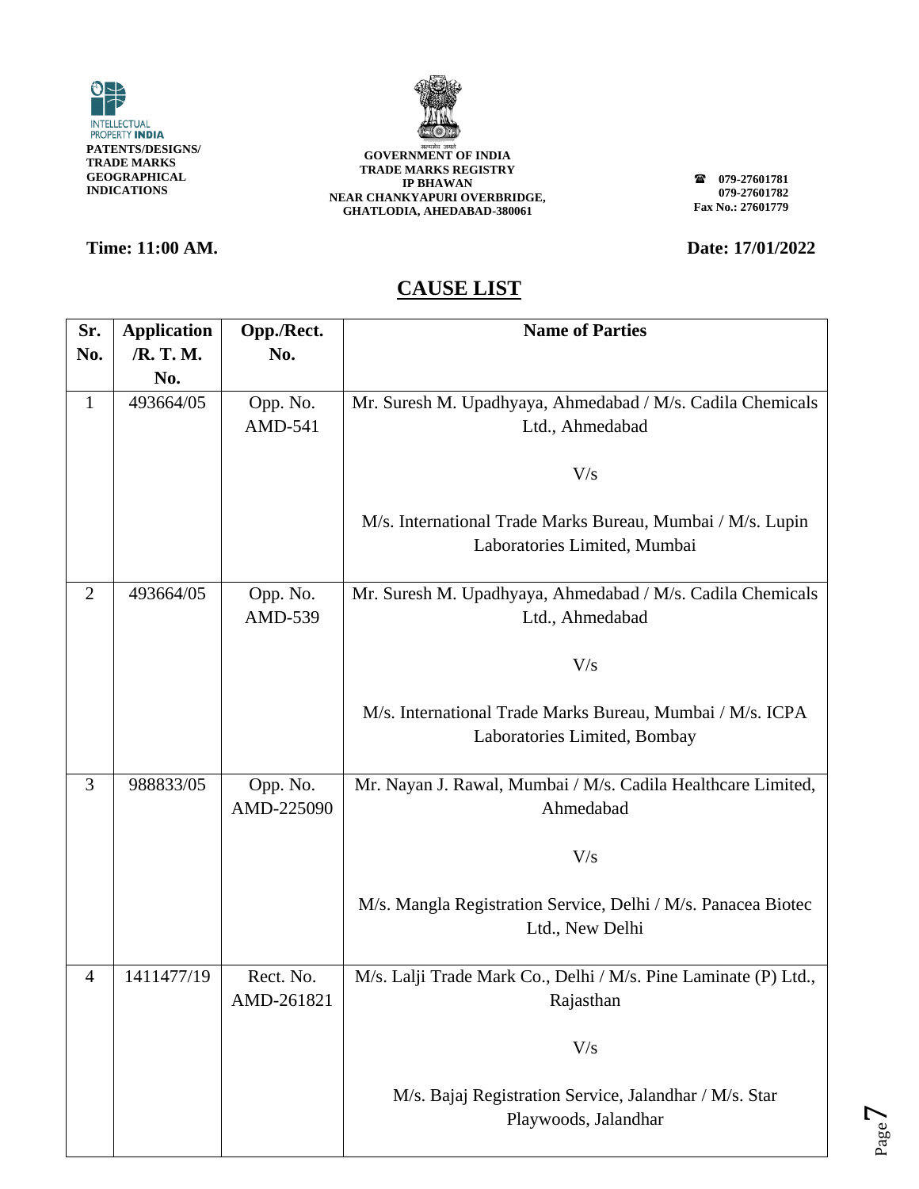PATENTS/DESIGNS/ TRADE MARKS GEOGRAPHICAL INDICATIONS

GOVERNMENT OF INDIA
TRADE MARKS REGISTRY
IP BHAWAN
NEAR CHANKYAPURI OVERBRIDGE,
GHATLODIA, AHEDABAD-380061

☎ 079-27601781
079-27601782
Fax No.: 27601779

**Time: 11:00 AM.** **Date: 17/01/2022**

## CAUSE LIST

| Sr. No. | Application /R. T. M. No. | Opp./Rect. No. | Name of Parties |
|---|---|---|---|
| 1 | 493664/05 | Opp. No. AMD-541 | Mr. Suresh M. Upadhyaya, Ahmedabad / M/s. Cadila Chemicals Ltd., Ahmedabad<br><br>V/s<br><br>M/s. International Trade Marks Bureau, Mumbai / M/s. Lupin Laboratories Limited, Mumbai |
| 2 | 493664/05 | Opp. No. AMD-539 | Mr. Suresh M. Upadhyaya, Ahmedabad / M/s. Cadila Chemicals Ltd., Ahmedabad<br><br>V/s<br><br>M/s. International Trade Marks Bureau, Mumbai / M/s. ICPA Laboratories Limited, Bombay |
| 3 | 988833/05 | Opp. No. AMD-225090 | Mr. Nayan J. Rawal, Mumbai / M/s. Cadila Healthcare Limited, Ahmedabad<br><br>V/s<br><br>M/s. Mangla Registration Service, Delhi / M/s. Panacea Biotec Ltd., New Delhi |
| 4 | 1411477/19 | Rect. No. AMD-261821 | M/s. Lalji Trade Mark Co., Delhi / M/s. Pine Laminate (P) Ltd., Rajasthan<br><br>V/s<br><br>M/s. Bajaj Registration Service, Jalandhar / M/s. Star Playwoods, Jalandhar |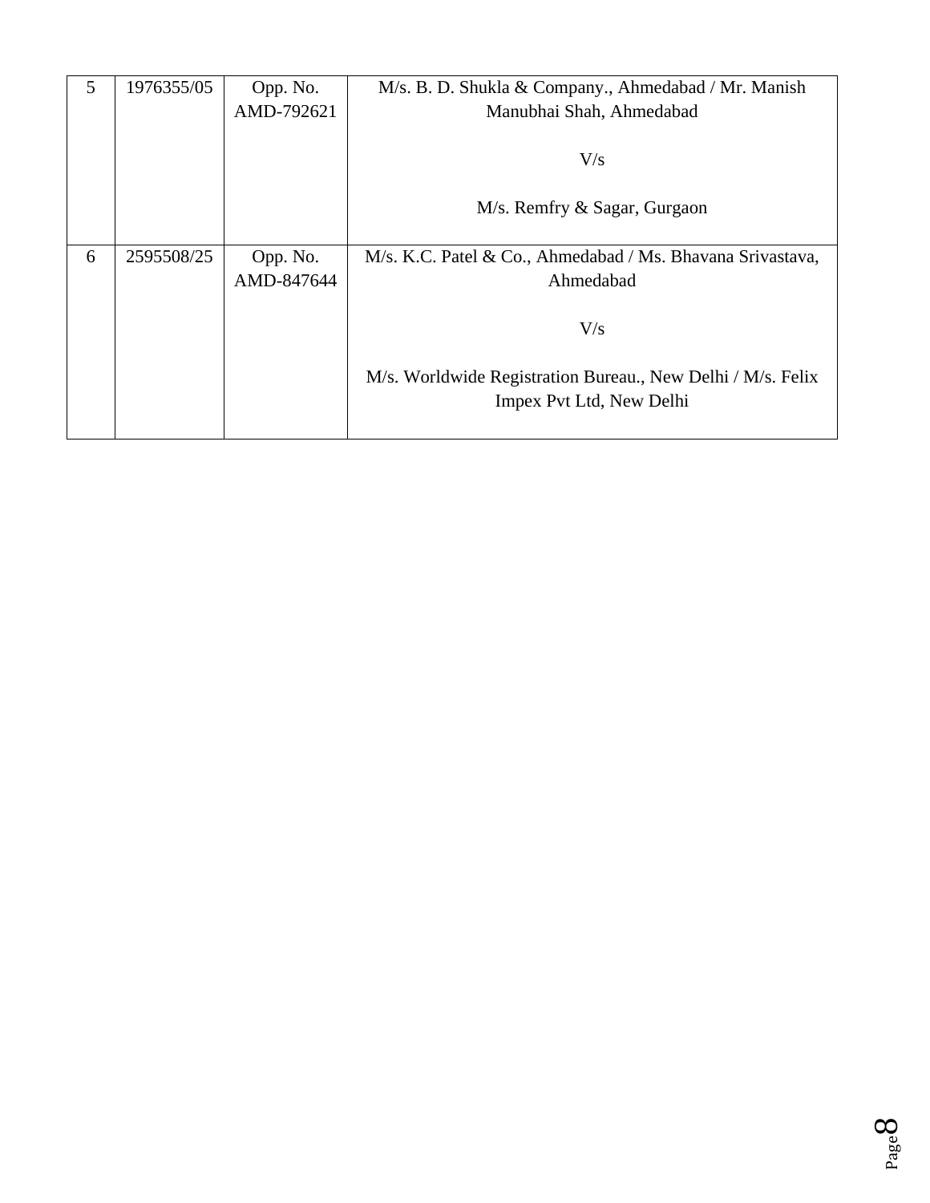| 5 | 1976355/05 | Opp. No. AMD-792621 | M/s. B. D. Shukla & Company., Ahmedabad / Mr. Manish Manubhai Shah, Ahmedabad<br><br>V/s<br><br>M/s. Remfry & Sagar, Gurgaon |
|---|---|---|---|
| 6 | 2595508/25 | Opp. No. AMD-847644 | M/s. K.C. Patel & Co., Ahmedabad / Ms. Bhavana Srivastava, Ahmedabad<br><br>V/s<br><br>M/s. Worldwide Registration Bureau., New Delhi / M/s. Felix Impex Pvt Ltd, New Delhi |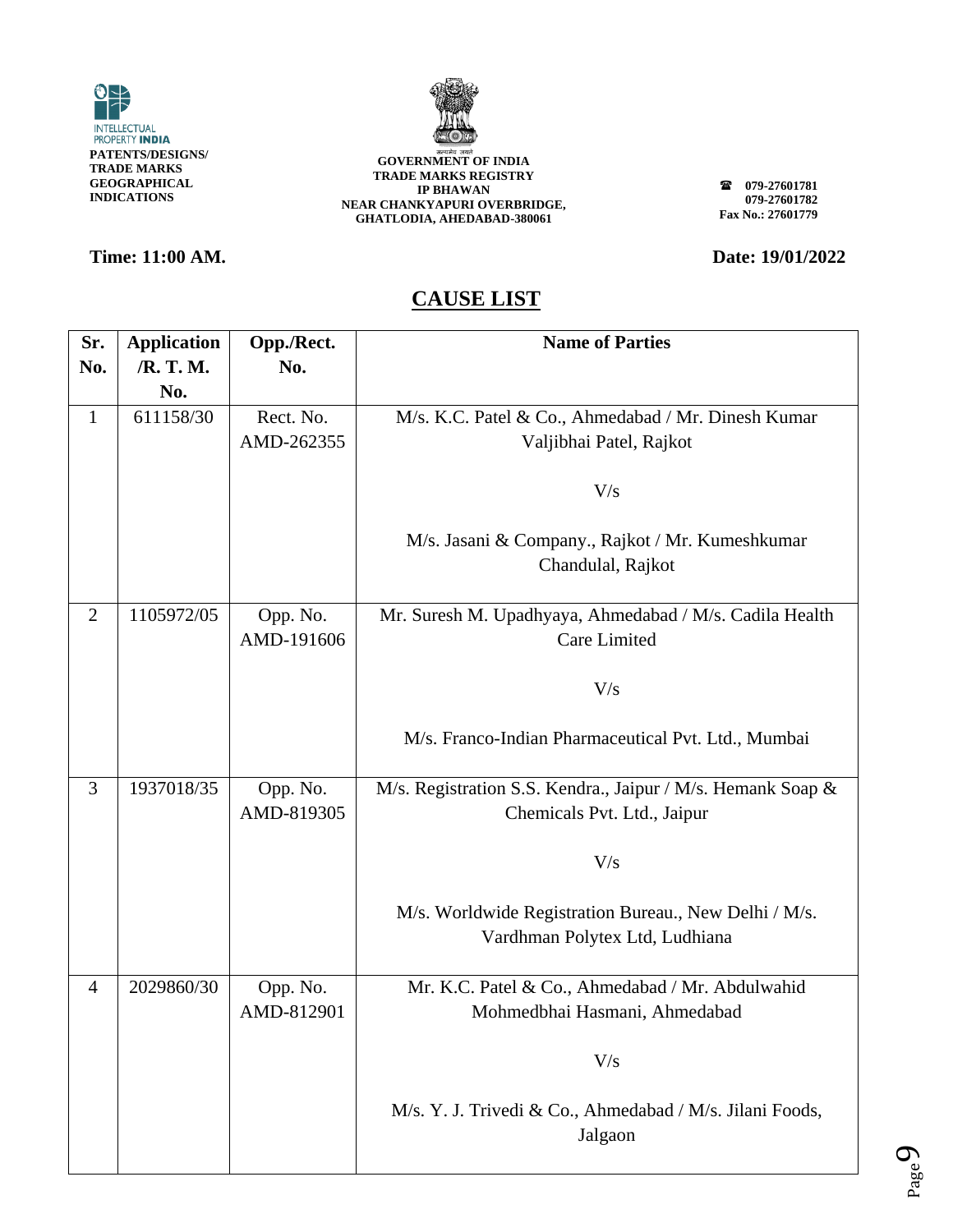INTELLECTUAL PROPERTY INDIA
PATENTS/DESIGNS/ TRADE MARKS GEOGRAPHICAL INDICATIONS

GOVERNMENT OF INDIA
TRADE MARKS REGISTRY
IP BHAWAN
NEAR CHANKYAPURI OVERBRIDGE,
GHATLODIA, AHEDABAD-380061

☎ 079-27601781
079-27601782
Fax No.: 27601779

**Time: 11:00 AM.** **Date: 19/01/2022**

## CAUSE LIST

| Sr. No. | Application /R. T. M. No. | Opp./Rect. No. | Name of Parties |
|---|---|---|---|
| 1 | 611158/30 | Rect. No. AMD-262355 | M/s. K.C. Patel & Co., Ahmedabad / Mr. Dinesh Kumar Valjibhai Patel, Rajkot<br><br>V/s<br><br>M/s. Jasani & Company., Rajkot / Mr. Kumeshkumar Chandulal, Rajkot |
| 2 | 1105972/05 | Opp. No. AMD-191606 | Mr. Suresh M. Upadhyaya, Ahmedabad / M/s. Cadila Health Care Limited<br><br>V/s<br><br>M/s. Franco-Indian Pharmaceutical Pvt. Ltd., Mumbai |
| 3 | 1937018/35 | Opp. No. AMD-819305 | M/s. Registration S.S. Kendra., Jaipur / M/s. Hemank Soap & Chemicals Pvt. Ltd., Jaipur<br><br>V/s<br><br>M/s. Worldwide Registration Bureau., New Delhi / M/s. Vardhman Polytex Ltd, Ludhiana |
| 4 | 2029860/30 | Opp. No. AMD-812901 | Mr. K.C. Patel & Co., Ahmedabad / Mr. Abdulwahid Mohmedbhai Hasmani, Ahmedabad<br><br>V/s<br><br>M/s. Y. J. Trivedi & Co., Ahmedabad / M/s. Jilani Foods, Jalgaon |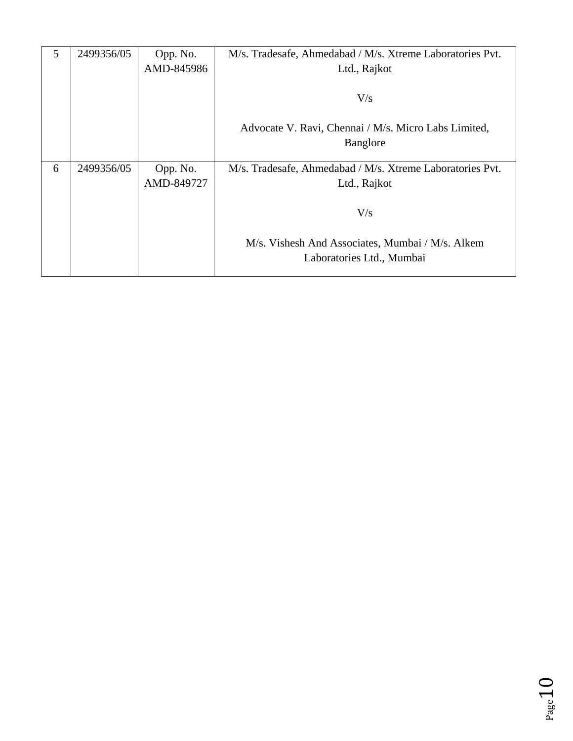| 5 | 2499356/05 | Opp. No. AMD-845986 | M/s. Tradesafe, Ahmedabad / M/s. Xtreme Laboratories Pvt. Ltd., Rajkot<br><br>V/s<br><br>Advocate V. Ravi, Chennai / M/s. Micro Labs Limited, Banglore |
|---|---|---|---|
| 6 | 2499356/05 | Opp. No. AMD-849727 | M/s. Tradesafe, Ahmedabad / M/s. Xtreme Laboratories Pvt. Ltd., Rajkot<br><br>V/s<br><br>M/s. Vishesh And Associates, Mumbai / M/s. Alkem Laboratories Ltd., Mumbai |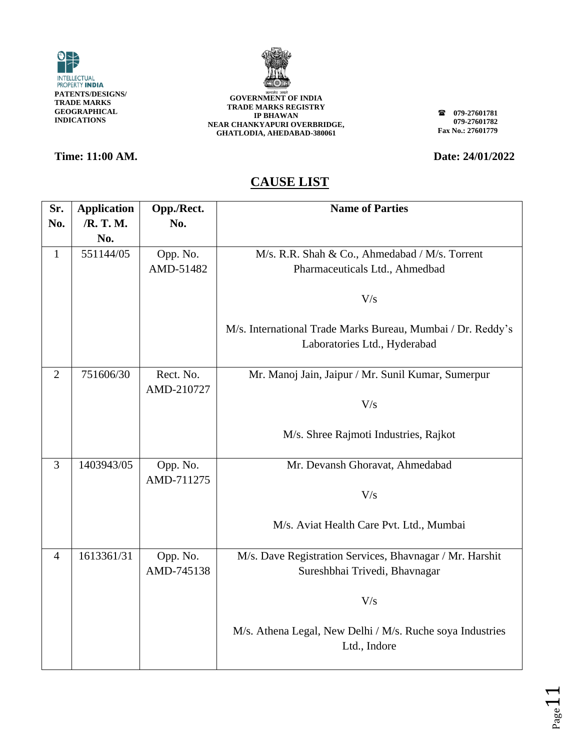INTELLECTUAL PROPERTY INDIA
PATENTS/DESIGNS/ TRADE MARKS GEOGRAPHICAL INDICATIONS

**GOVERNMENT OF INDIA**
**TRADE MARKS REGISTRY**
**IP BHAWAN**
**NEAR CHANKYAPURI OVERBRIDGE,**
**GHATLODIA, AHEDABAD-380061**

☎ 079-27601781
079-27601782
Fax No.: 27601779

**Time: 11:00 AM.** **Date: 24/01/2022**

## CAUSE LIST

| Sr. No. | Application /R. T. M. No. | Opp./Rect. No. | Name of Parties |
|---|---|---|---|
| 1 | 551144/05 | Opp. No. AMD-51482 | M/s. R.R. Shah & Co., Ahmedabad / M/s. Torrent Pharmaceuticals Ltd., Ahmedbad<br><br>V/s<br><br>M/s. International Trade Marks Bureau, Mumbai / Dr. Reddy's Laboratories Ltd., Hyderabad |
| 2 | 751606/30 | Rect. No. AMD-210727 | Mr. Manoj Jain, Jaipur / Mr. Sunil Kumar, Sumerpur<br><br>V/s<br><br>M/s. Shree Rajmoti Industries, Rajkot |
| 3 | 1403943/05 | Opp. No. AMD-711275 | Mr. Devansh Ghoravat, Ahmedabad<br><br>V/s<br><br>M/s. Aviat Health Care Pvt. Ltd., Mumbai |
| 4 | 1613361/31 | Opp. No. AMD-745138 | M/s. Dave Registration Services, Bhavnagar / Mr. Harshit Sureshbhai Trivedi, Bhavnagar<br><br>V/s<br><br>M/s. Athena Legal, New Delhi / M/s. Ruche soya Industries Ltd., Indore |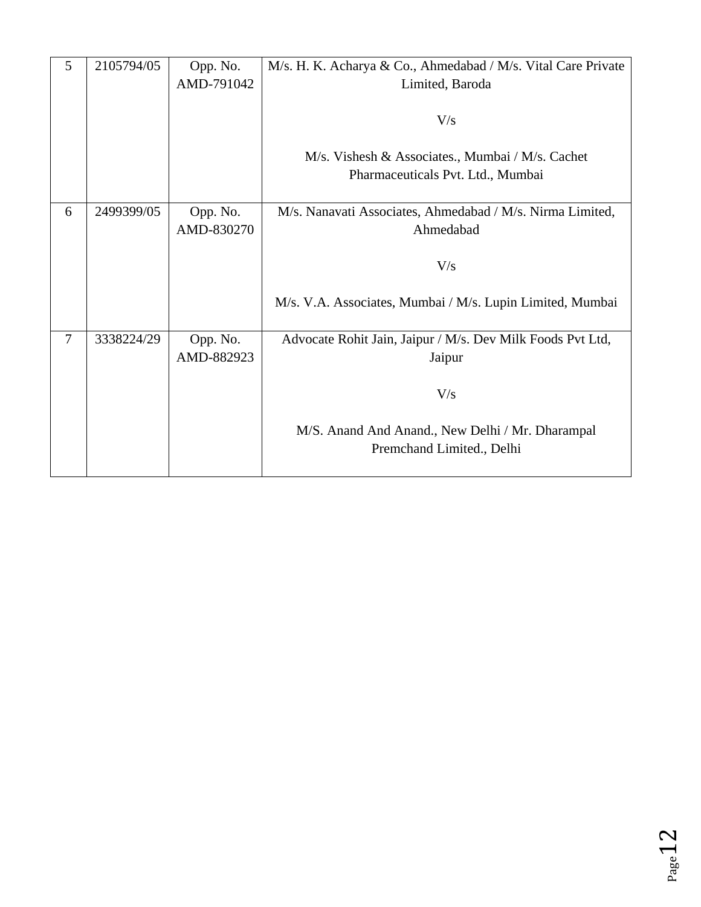| | | | |
|---|---|---|---|
| 5 | 2105794/05 | Opp. No. AMD-791042 | M/s. H. K. Acharya & Co., Ahmedabad / M/s. Vital Care Private Limited, Baroda<br><br>V/s<br><br>M/s. Vishesh & Associates., Mumbai / M/s. Cachet Pharmaceuticals Pvt. Ltd., Mumbai |
| 6 | 2499399/05 | Opp. No. AMD-830270 | M/s. Nanavati Associates, Ahmedabad / M/s. Nirma Limited, Ahmedabad<br><br>V/s<br><br>M/s. V.A. Associates, Mumbai / M/s. Lupin Limited, Mumbai |
| 7 | 3338224/29 | Opp. No. AMD-882923 | Advocate Rohit Jain, Jaipur / M/s. Dev Milk Foods Pvt Ltd, Jaipur<br><br>V/s<br><br>M/S. Anand And Anand., New Delhi / Mr. Dharampal Premchand Limited., Delhi |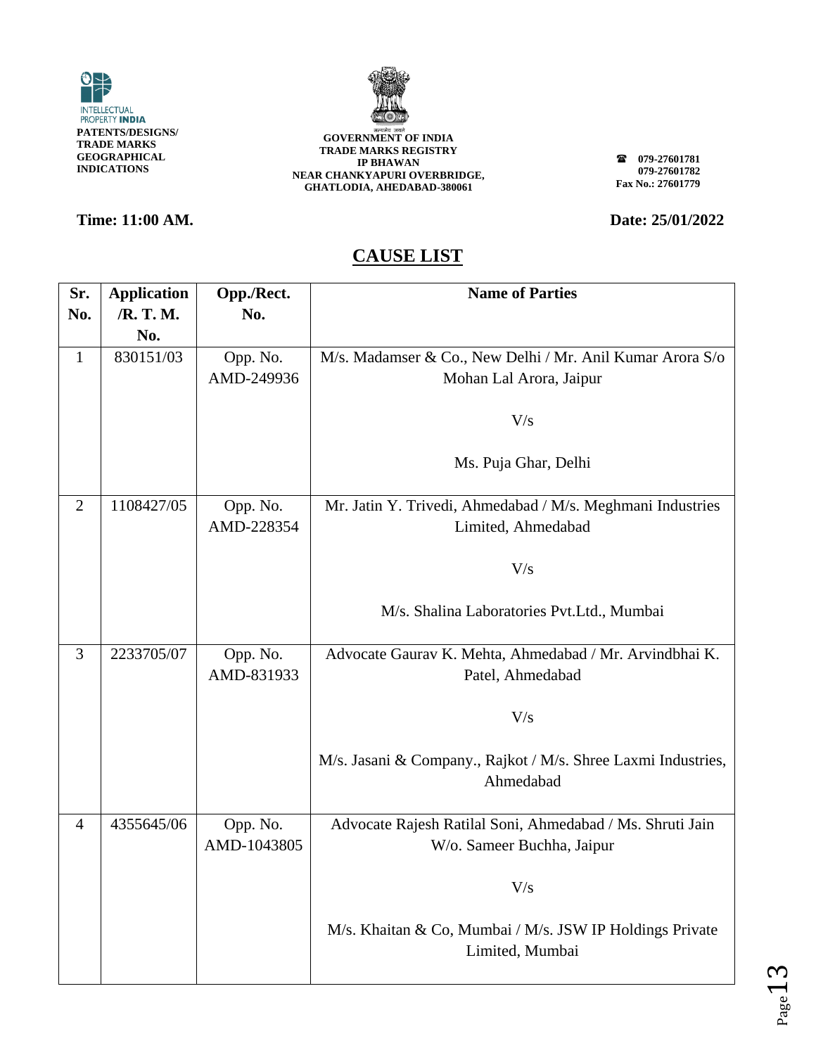INTELLECTUAL PROPERTY INDIA
**PATENTS/DESIGNS/ TRADE MARKS GEOGRAPHICAL INDICATIONS**

**GOVERNMENT OF INDIA**
**TRADE MARKS REGISTRY**
**IP BHAWAN**
**NEAR CHANKYAPURI OVERBRIDGE,**
**GHATLODIA, AHEDABAD-380061**

**079-27601781**
**079-27601782**
**Fax No.: 27601779**

**Time: 11:00 AM.**

**Date: 25/01/2022**

## CAUSE LIST

| Sr. No. | Application /R. T. M. No. | Opp./Rect. No. | Name of Parties |
|---|---|---|---|
| 1 | 830151/03 | Opp. No. AMD-249936 | M/s. Madamser & Co., New Delhi / Mr. Anil Kumar Arora S/o Mohan Lal Arora, Jaipur<br><br>V/s<br><br>Ms. Puja Ghar, Delhi |
| 2 | 1108427/05 | Opp. No. AMD-228354 | Mr. Jatin Y. Trivedi, Ahmedabad / M/s. Meghmani Industries Limited, Ahmedabad<br><br>V/s<br><br>M/s. Shalina Laboratories Pvt.Ltd., Mumbai |
| 3 | 2233705/07 | Opp. No. AMD-831933 | Advocate Gaurav K. Mehta, Ahmedabad / Mr. Arvindbhai K. Patel, Ahmedabad<br><br>V/s<br><br>M/s. Jasani & Company., Rajkot / M/s. Shree Laxmi Industries, Ahmedabad |
| 4 | 4355645/06 | Opp. No. AMD-1043805 | Advocate Rajesh Ratilal Soni, Ahmedabad / Ms. Shruti Jain W/o. Sameer Buchha, Jaipur<br><br>V/s<br><br>M/s. Khaitan & Co, Mumbai / M/s. JSW IP Holdings Private Limited, Mumbai |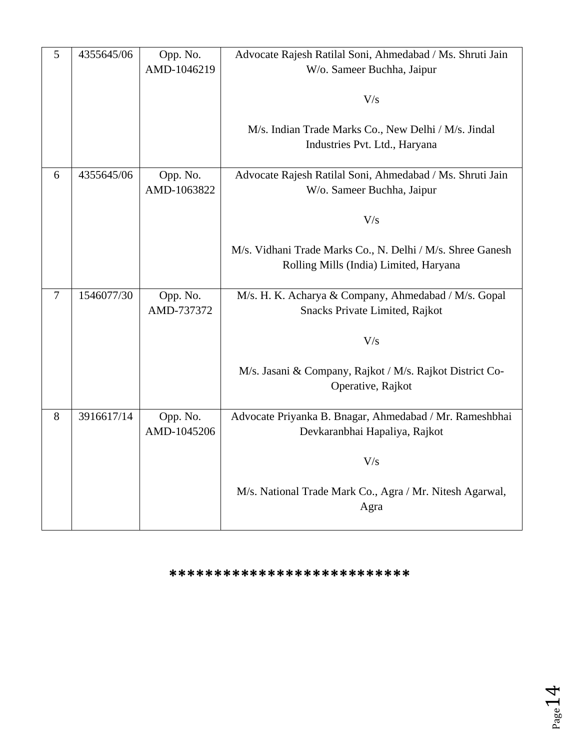| | | | |
|---|---|---|---|
| 5 | 4355645/06 | Opp. No. AMD-1046219 | Advocate Rajesh Ratilal Soni, Ahmedabad / Ms. Shruti Jain W/o. Sameer Buchha, Jaipur<br><br>V/s<br><br>M/s. Indian Trade Marks Co., New Delhi / M/s. Jindal Industries Pvt. Ltd., Haryana |
| 6 | 4355645/06 | Opp. No. AMD-1063822 | Advocate Rajesh Ratilal Soni, Ahmedabad / Ms. Shruti Jain W/o. Sameer Buchha, Jaipur<br><br>V/s<br><br>M/s. Vidhani Trade Marks Co., N. Delhi / M/s. Shree Ganesh Rolling Mills (India) Limited, Haryana |
| 7 | 1546077/30 | Opp. No. AMD-737372 | M/s. H. K. Acharya & Company, Ahmedabad / M/s. Gopal Snacks Private Limited, Rajkot<br><br>V/s<br><br>M/s. Jasani & Company, Rajkot / M/s. Rajkot District Co-Operative, Rajkot |
| 8 | 3916617/14 | Opp. No. AMD-1045206 | Advocate Priyanka B. Bnagar, Ahmedabad / Mr. Rameshbhai Devkaranbhai Hapaliya, Rajkot<br><br>V/s<br><br>M/s. National Trade Mark Co., Agra / Mr. Nitesh Agarwal, Agra |

**************************